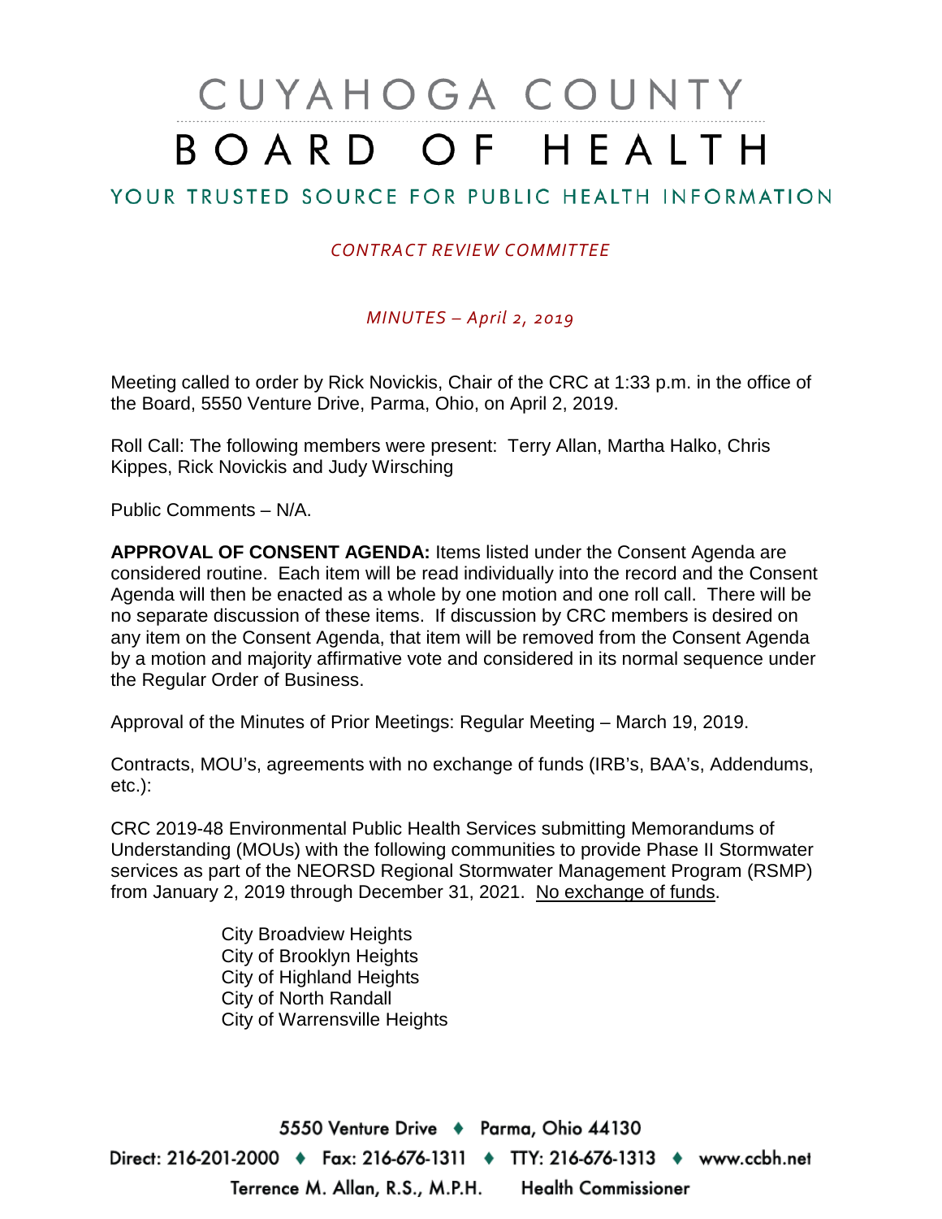# CUYAHOGA COUNTY BOARD OF HEALTH

## YOUR TRUSTED SOURCE FOR PUBLIC HEALTH INFORMATION

*CONTRACT REVIEW COMMITTEE*

*MINUTES – April 2, 2019*

Meeting called to order by Rick Novickis, Chair of the CRC at 1:33 p.m. in the office of the Board, 5550 Venture Drive, Parma, Ohio, on April 2, 2019.

Roll Call: The following members were present: Terry Allan, Martha Halko, Chris Kippes, Rick Novickis and Judy Wirsching

Public Comments – N/A.

**APPROVAL OF CONSENT AGENDA:** Items listed under the Consent Agenda are considered routine. Each item will be read individually into the record and the Consent Agenda will then be enacted as a whole by one motion and one roll call. There will be no separate discussion of these items. If discussion by CRC members is desired on any item on the Consent Agenda, that item will be removed from the Consent Agenda by a motion and majority affirmative vote and considered in its normal sequence under the Regular Order of Business.

Approval of the Minutes of Prior Meetings: Regular Meeting – March 19, 2019.

Contracts, MOU's, agreements with no exchange of funds (IRB's, BAA's, Addendums, etc.):

CRC 2019-48 Environmental Public Health Services submitting Memorandums of Understanding (MOUs) with the following communities to provide Phase II Stormwater services as part of the NEORSD Regional Stormwater Management Program (RSMP) from January 2, 2019 through December 31, 2021. No exchange of funds.

City Broadview Heights
City of Brooklyn Heights
City of Highland Heights
City of North Randall
City of Warrensville Heights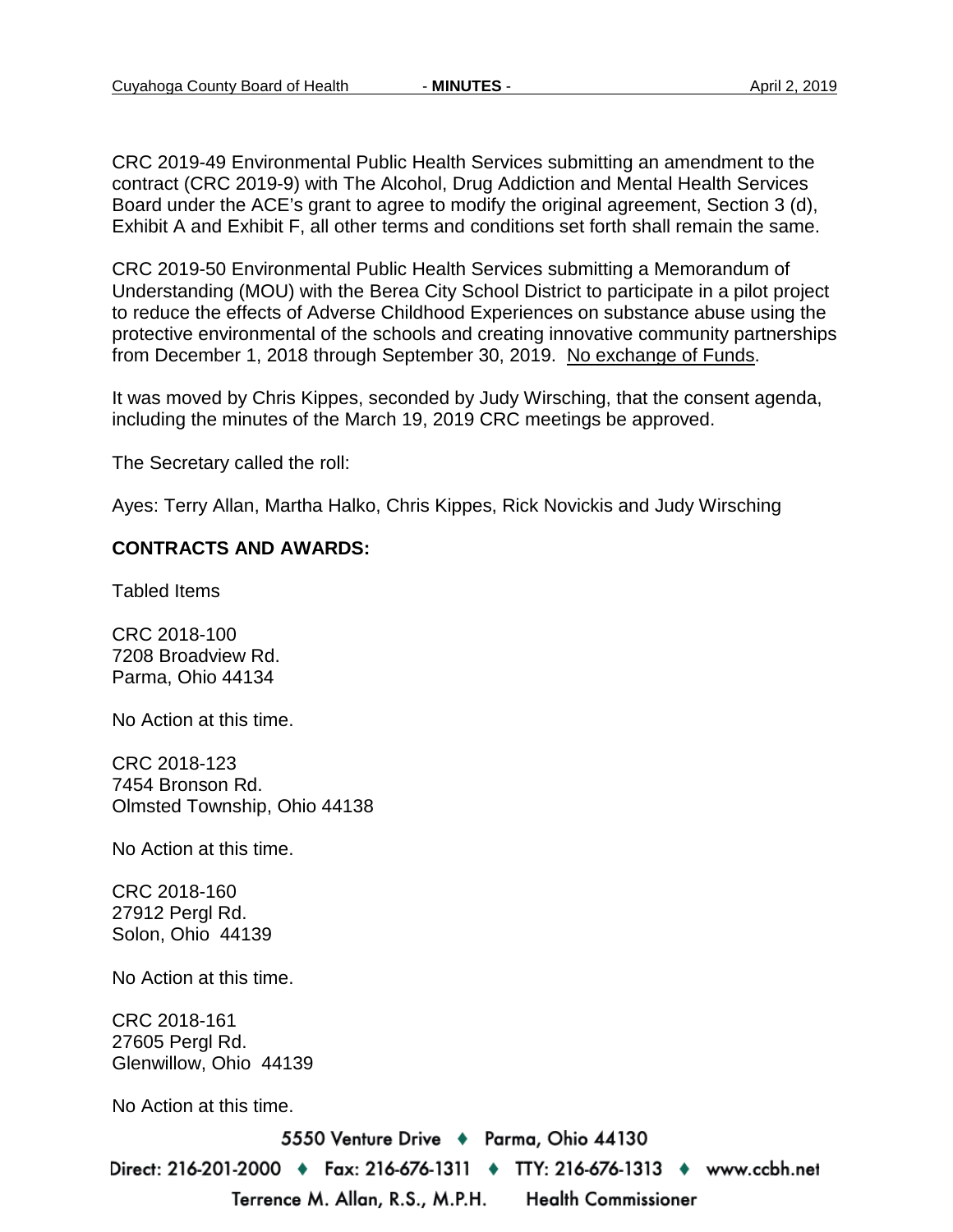CRC 2019-49 Environmental Public Health Services submitting an amendment to the contract (CRC 2019-9) with The Alcohol, Drug Addiction and Mental Health Services Board under the ACE's grant to agree to modify the original agreement, Section 3 (d), Exhibit A and Exhibit F, all other terms and conditions set forth shall remain the same.

CRC 2019-50 Environmental Public Health Services submitting a Memorandum of Understanding (MOU) with the Berea City School District to participate in a pilot project to reduce the effects of Adverse Childhood Experiences on substance abuse using the protective environmental of the schools and creating innovative community partnerships from December 1, 2018 through September 30, 2019. <u>No exchange of Funds</u>.

It was moved by Chris Kippes, seconded by Judy Wirsching, that the consent agenda, including the minutes of the March 19, 2019 CRC meetings be approved.

The Secretary called the roll:

Ayes: Terry Allan, Martha Halko, Chris Kippes, Rick Novickis and Judy Wirsching

**CONTRACTS AND AWARDS:**

Tabled Items

CRC 2018-100
7208 Broadview Rd.
Parma, Ohio 44134

No Action at this time.

CRC 2018-123
7454 Bronson Rd.
Olmsted Township, Ohio 44138

No Action at this time.

CRC 2018-160
27912 Pergl Rd.
Solon, Ohio 44139

No Action at this time.

CRC 2018-161
27605 Pergl Rd.
Glenwillow, Ohio 44139

No Action at this time.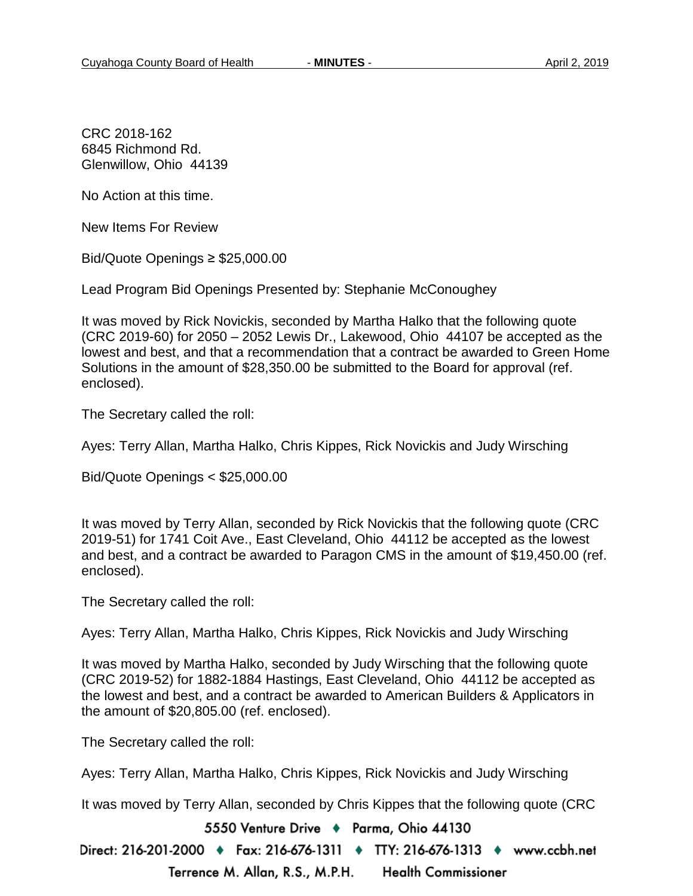CRC 2018-162
6845 Richmond Rd.
Glenwillow, Ohio 44139

No Action at this time.

New Items For Review

Bid/Quote Openings ≥ $25,000.00

Lead Program Bid Openings Presented by: Stephanie McConoughey

It was moved by Rick Novickis, seconded by Martha Halko that the following quote (CRC 2019-60) for 2050 – 2052 Lewis Dr., Lakewood, Ohio 44107 be accepted as the lowest and best, and that a recommendation that a contract be awarded to Green Home Solutions in the amount of $28,350.00 be submitted to the Board for approval (ref. enclosed).

The Secretary called the roll:

Ayes: Terry Allan, Martha Halko, Chris Kippes, Rick Novickis and Judy Wirsching

Bid/Quote Openings < $25,000.00

It was moved by Terry Allan, seconded by Rick Novickis that the following quote (CRC 2019-51) for 1741 Coit Ave., East Cleveland, Ohio 44112 be accepted as the lowest and best, and a contract be awarded to Paragon CMS in the amount of $19,450.00 (ref. enclosed).

The Secretary called the roll:

Ayes: Terry Allan, Martha Halko, Chris Kippes, Rick Novickis and Judy Wirsching

It was moved by Martha Halko, seconded by Judy Wirsching that the following quote (CRC 2019-52) for 1882-1884 Hastings, East Cleveland, Ohio 44112 be accepted as the lowest and best, and a contract be awarded to American Builders & Applicators in the amount of $20,805.00 (ref. enclosed).

The Secretary called the roll:

Ayes: Terry Allan, Martha Halko, Chris Kippes, Rick Novickis and Judy Wirsching

It was moved by Terry Allan, seconded by Chris Kippes that the following quote (CRC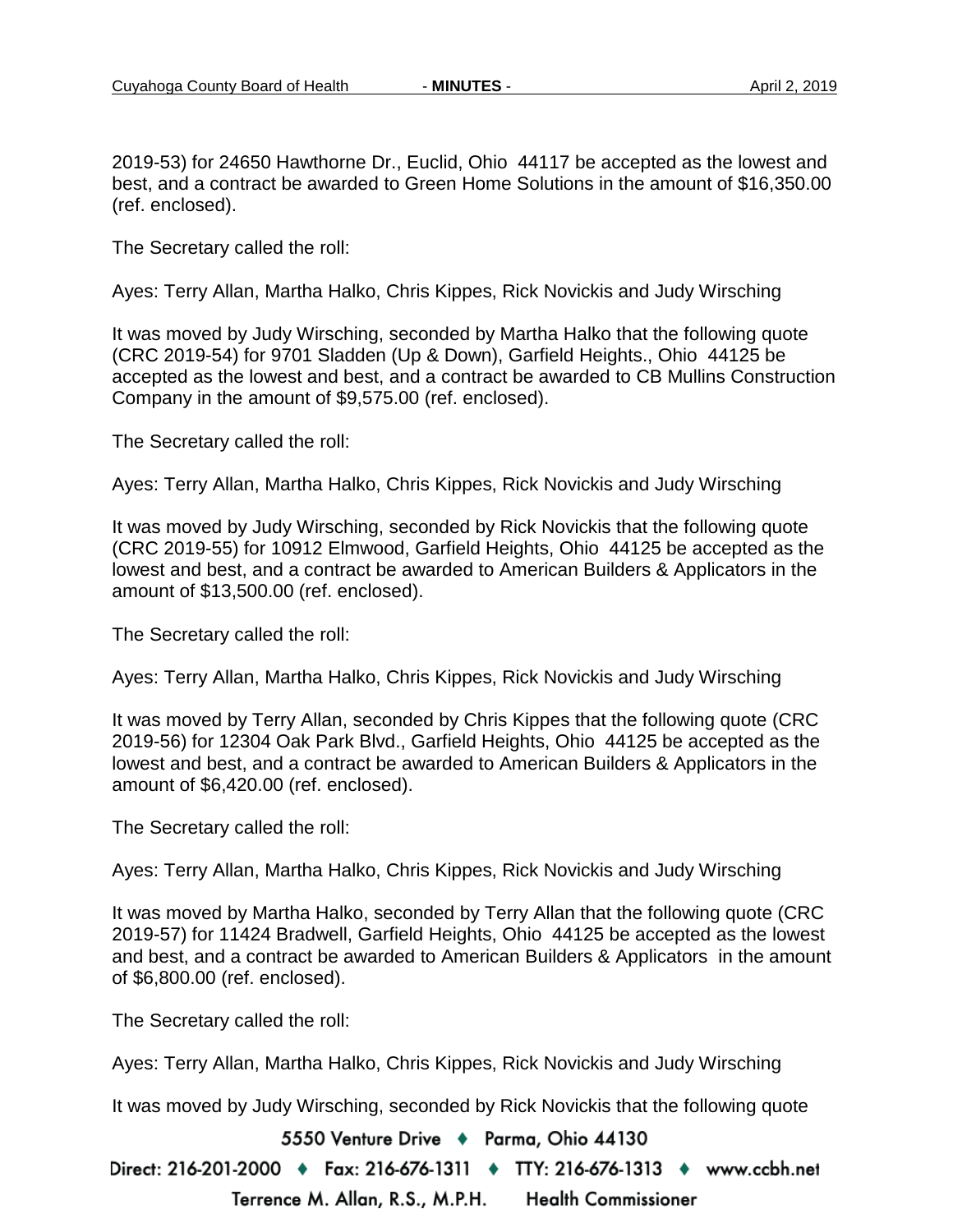2019-53) for 24650 Hawthorne Dr., Euclid, Ohio 44117 be accepted as the lowest and best, and a contract be awarded to Green Home Solutions in the amount of $16,350.00 (ref. enclosed).

The Secretary called the roll:

Ayes: Terry Allan, Martha Halko, Chris Kippes, Rick Novickis and Judy Wirsching

It was moved by Judy Wirsching, seconded by Martha Halko that the following quote (CRC 2019-54) for 9701 Sladden (Up & Down), Garfield Heights., Ohio 44125 be accepted as the lowest and best, and a contract be awarded to CB Mullins Construction Company in the amount of $9,575.00 (ref. enclosed).

The Secretary called the roll:

Ayes: Terry Allan, Martha Halko, Chris Kippes, Rick Novickis and Judy Wirsching

It was moved by Judy Wirsching, seconded by Rick Novickis that the following quote (CRC 2019-55) for 10912 Elmwood, Garfield Heights, Ohio 44125 be accepted as the lowest and best, and a contract be awarded to American Builders & Applicators in the amount of $13,500.00 (ref. enclosed).

The Secretary called the roll:

Ayes: Terry Allan, Martha Halko, Chris Kippes, Rick Novickis and Judy Wirsching

It was moved by Terry Allan, seconded by Chris Kippes that the following quote (CRC 2019-56) for 12304 Oak Park Blvd., Garfield Heights, Ohio 44125 be accepted as the lowest and best, and a contract be awarded to American Builders & Applicators in the amount of $6,420.00 (ref. enclosed).

The Secretary called the roll:

Ayes: Terry Allan, Martha Halko, Chris Kippes, Rick Novickis and Judy Wirsching

It was moved by Martha Halko, seconded by Terry Allan that the following quote (CRC 2019-57) for 11424 Bradwell, Garfield Heights, Ohio 44125 be accepted as the lowest and best, and a contract be awarded to American Builders & Applicators in the amount of $6,800.00 (ref. enclosed).

The Secretary called the roll:

Ayes: Terry Allan, Martha Halko, Chris Kippes, Rick Novickis and Judy Wirsching

It was moved by Judy Wirsching, seconded by Rick Novickis that the following quote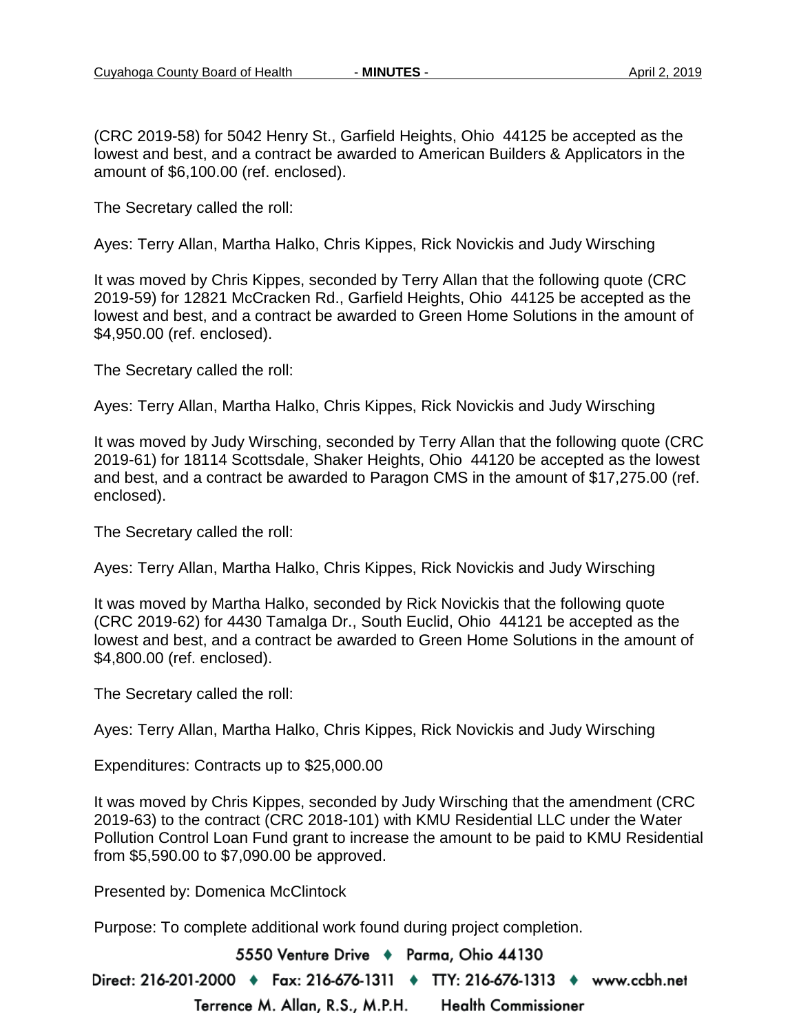(CRC 2019-58) for 5042 Henry St., Garfield Heights, Ohio 44125 be accepted as the lowest and best, and a contract be awarded to American Builders & Applicators in the amount of $6,100.00 (ref. enclosed).

The Secretary called the roll:

Ayes: Terry Allan, Martha Halko, Chris Kippes, Rick Novickis and Judy Wirsching

It was moved by Chris Kippes, seconded by Terry Allan that the following quote (CRC 2019-59) for 12821 McCracken Rd., Garfield Heights, Ohio 44125 be accepted as the lowest and best, and a contract be awarded to Green Home Solutions in the amount of $4,950.00 (ref. enclosed).

The Secretary called the roll:

Ayes: Terry Allan, Martha Halko, Chris Kippes, Rick Novickis and Judy Wirsching

It was moved by Judy Wirsching, seconded by Terry Allan that the following quote (CRC 2019-61) for 18114 Scottsdale, Shaker Heights, Ohio 44120 be accepted as the lowest and best, and a contract be awarded to Paragon CMS in the amount of $17,275.00 (ref. enclosed).

The Secretary called the roll:

Ayes: Terry Allan, Martha Halko, Chris Kippes, Rick Novickis and Judy Wirsching

It was moved by Martha Halko, seconded by Rick Novickis that the following quote (CRC 2019-62) for 4430 Tamalga Dr., South Euclid, Ohio 44121 be accepted as the lowest and best, and a contract be awarded to Green Home Solutions in the amount of $4,800.00 (ref. enclosed).

The Secretary called the roll:

Ayes: Terry Allan, Martha Halko, Chris Kippes, Rick Novickis and Judy Wirsching

Expenditures: Contracts up to $25,000.00

It was moved by Chris Kippes, seconded by Judy Wirsching that the amendment (CRC 2019-63) to the contract (CRC 2018-101) with KMU Residential LLC under the Water Pollution Control Loan Fund grant to increase the amount to be paid to KMU Residential from $5,590.00 to $7,090.00 be approved.

Presented by: Domenica McClintock

Purpose: To complete additional work found during project completion.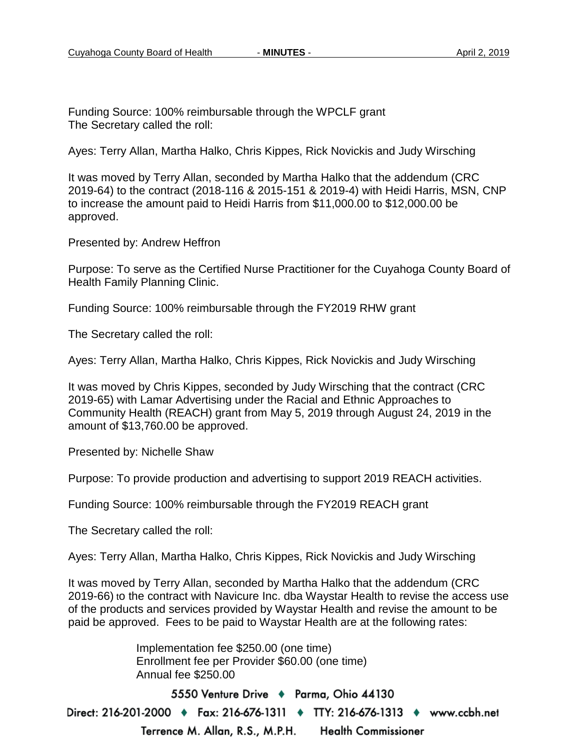Funding Source: 100% reimbursable through the WPCLF grant
The Secretary called the roll:

Ayes: Terry Allan, Martha Halko, Chris Kippes, Rick Novickis and Judy Wirsching

It was moved by Terry Allan, seconded by Martha Halko that the addendum (CRC 2019-64) to the contract (2018-116 & 2015-151 & 2019-4) with Heidi Harris, MSN, CNP to increase the amount paid to Heidi Harris from $11,000.00 to $12,000.00 be approved.

Presented by: Andrew Heffron

Purpose: To serve as the Certified Nurse Practitioner for the Cuyahoga County Board of Health Family Planning Clinic.

Funding Source: 100% reimbursable through the FY2019 RHW grant

The Secretary called the roll:

Ayes: Terry Allan, Martha Halko, Chris Kippes, Rick Novickis and Judy Wirsching

It was moved by Chris Kippes, seconded by Judy Wirsching that the contract (CRC 2019-65) with Lamar Advertising under the Racial and Ethnic Approaches to Community Health (REACH) grant from May 5, 2019 through August 24, 2019 in the amount of $13,760.00 be approved.

Presented by: Nichelle Shaw

Purpose: To provide production and advertising to support 2019 REACH activities.

Funding Source: 100% reimbursable through the FY2019 REACH grant

The Secretary called the roll:

Ayes: Terry Allan, Martha Halko, Chris Kippes, Rick Novickis and Judy Wirsching

It was moved by Terry Allan, seconded by Martha Halko that the addendum (CRC 2019-66) to the contract with Navicure Inc. dba Waystar Health to revise the access use of the products and services provided by Waystar Health and revise the amount to be paid be approved. Fees to be paid to Waystar Health are at the following rates:

Implementation fee $250.00 (one time)
Enrollment fee per Provider $60.00 (one time)
Annual fee $250.00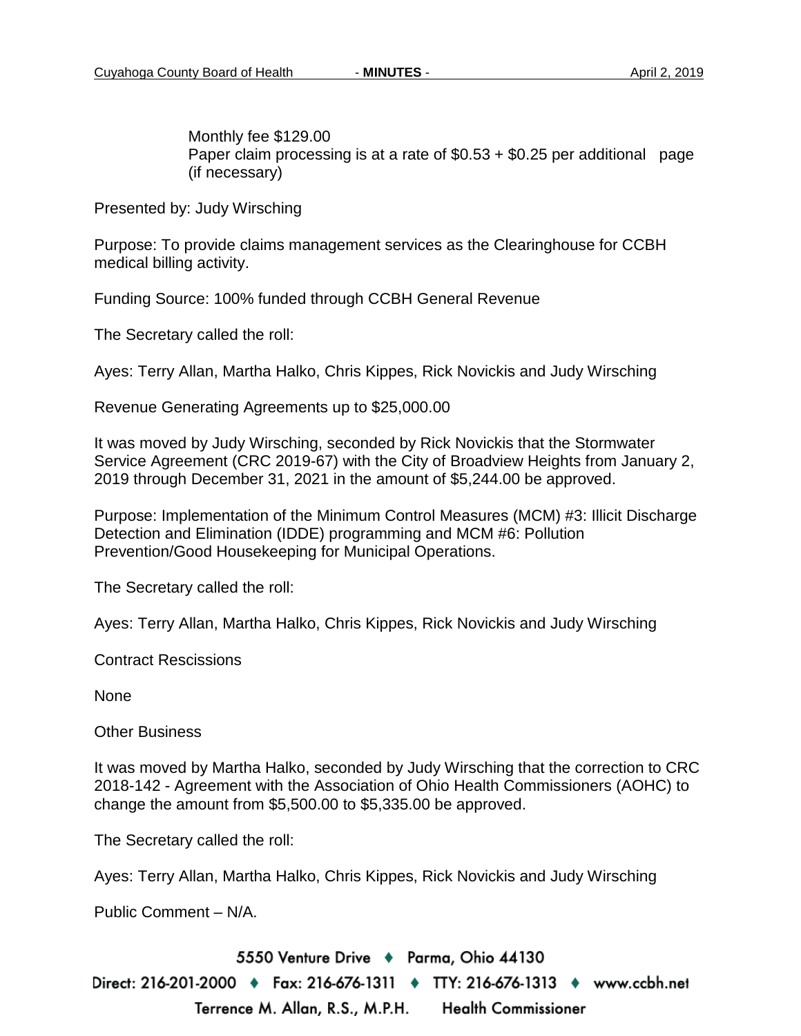Monthly fee $129.00
Paper claim processing is at a rate of $0.53 + $0.25 per additional page (if necessary)

Presented by: Judy Wirsching

Purpose: To provide claims management services as the Clearinghouse for CCBH medical billing activity.

Funding Source: 100% funded through CCBH General Revenue

The Secretary called the roll:

Ayes: Terry Allan, Martha Halko, Chris Kippes, Rick Novickis and Judy Wirsching

Revenue Generating Agreements up to $25,000.00

It was moved by Judy Wirsching, seconded by Rick Novickis that the Stormwater Service Agreement (CRC 2019-67) with the City of Broadview Heights from January 2, 2019 through December 31, 2021 in the amount of $5,244.00 be approved.

Purpose: Implementation of the Minimum Control Measures (MCM) #3: Illicit Discharge Detection and Elimination (IDDE) programming and MCM #6: Pollution Prevention/Good Housekeeping for Municipal Operations.

The Secretary called the roll:

Ayes: Terry Allan, Martha Halko, Chris Kippes, Rick Novickis and Judy Wirsching

Contract Rescissions

None

Other Business

It was moved by Martha Halko, seconded by Judy Wirsching that the correction to CRC 2018-142 - Agreement with the Association of Ohio Health Commissioners (AOHC) to change the amount from $5,500.00 to $5,335.00 be approved.

The Secretary called the roll:

Ayes: Terry Allan, Martha Halko, Chris Kippes, Rick Novickis and Judy Wirsching

Public Comment – N/A.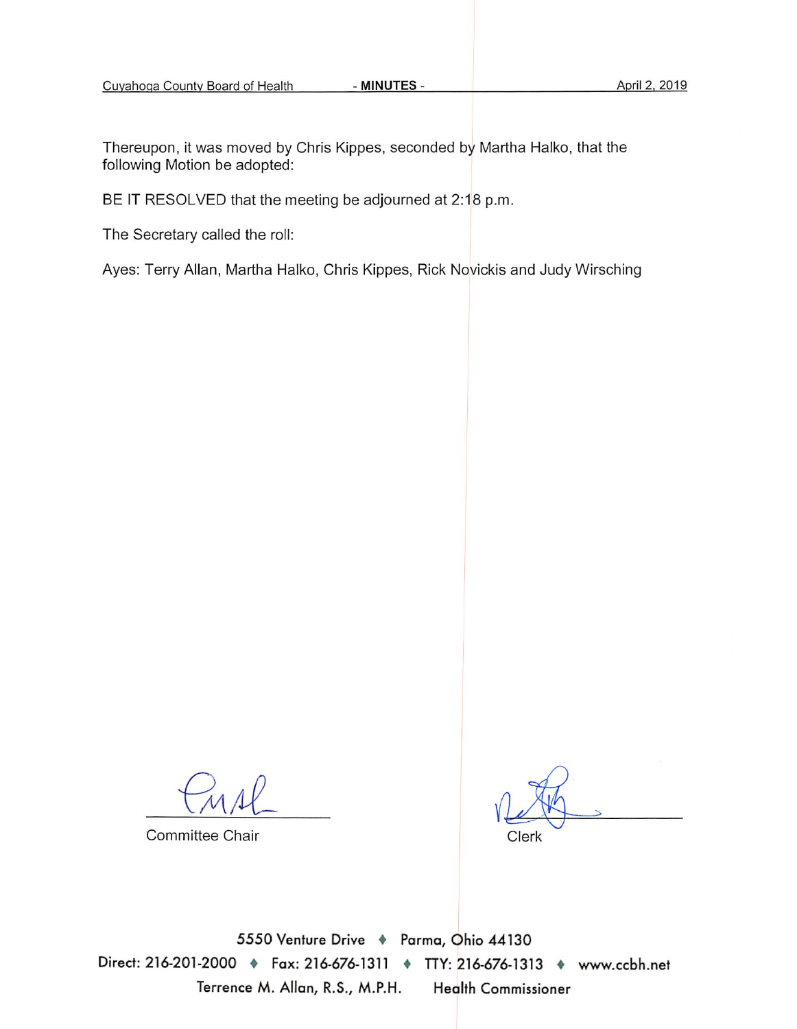Thereupon, it was moved by Chris Kippes, seconded by Martha Halko, that the following Motion be adopted:

BE IT RESOLVED that the meeting be adjourned at 2:18 p.m.

The Secretary called the roll:

Ayes: Terry Allan, Martha Halko, Chris Kippes, Rick Novickis and Judy Wirsching

Committee Chair

Clerk

5550 Venture Drive ♦ Parma, Ohio 44130

Direct: 216-201-2000 ♦ Fax: 216-676-1311 ♦ TTY: 216-676-1313 ♦ www.ccbh.net

Terrence M. Allan, R.S., M.P.H. Health Commissioner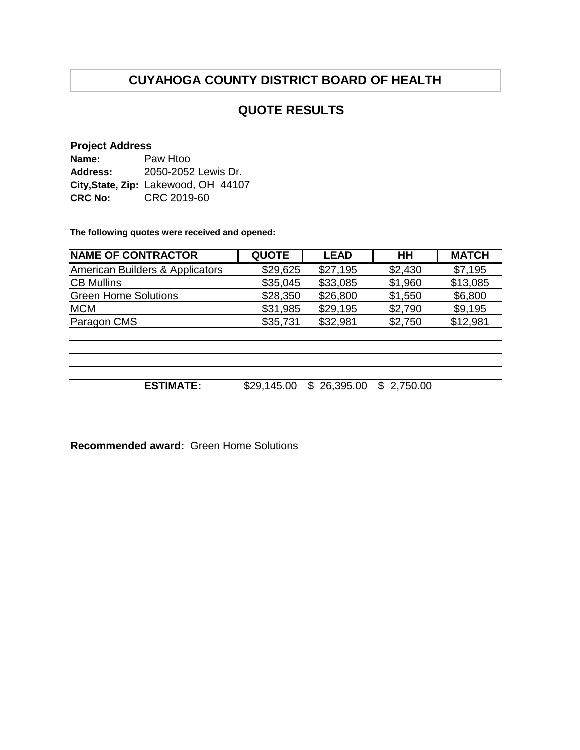# CUYAHOGA COUNTY DISTRICT BOARD OF HEALTH

## QUOTE RESULTS

**Project Address**

**Name:** Paw Htoo
**Address:** 2050-2052 Lewis Dr.
**City,State, Zip:** Lakewood, OH 44107
**CRC No:** CRC 2019-60

**The following quotes were received and opened:**

| NAME OF CONTRACTOR | QUOTE | LEAD | HH | MATCH |
|---|---|---|---|---|
| American Builders & Applicators | $29,625 | $27,195 | $2,430 | $7,195 |
| CB Mullins | $35,045 | $33,085 | $1,960 | $13,085 |
| Green Home Solutions | $28,350 | $26,800 | $1,550 | $6,800 |
| MCM | $31,985 | $29,195 | $2,790 | $9,195 |
| Paragon CMS | $35,731 | $32,981 | $2,750 | $12,981 |
| | | | | |
| | | | | |
| | | | | |
| **ESTIMATE:** | $29,145.00 | $ 26,395.00 | $ 2,750.00 | |

**Recommended award:** Green Home Solutions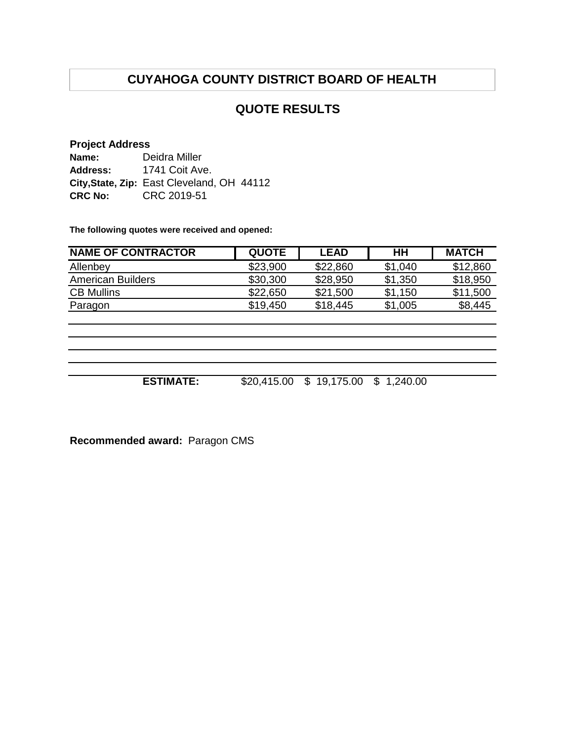# CUYAHOGA COUNTY DISTRICT BOARD OF HEALTH

## QUOTE RESULTS

**Project Address**
**Name:** Deidra Miller
**Address:** 1741 Coit Ave.
**City,State, Zip:** East Cleveland, OH 44112
**CRC No:** CRC 2019-51

**The following quotes were received and opened:**

| NAME OF CONTRACTOR | QUOTE | LEAD | HH | MATCH |
|---|---|---|---|---|
| Allenbey | $23,900 | $22,860 | $1,040 | $12,860 |
| American Builders | $30,300 | $28,950 | $1,350 | $18,950 |
| CB Mullins | $22,650 | $21,500 | $1,150 | $11,500 |
| Paragon | $19,450 | $18,445 | $1,005 | $8,445 |
| | | | | |
| | | | | |
| | | | | |
| | | | | |
| **ESTIMATE:** | $20,415.00 | $ 19,175.00 | $ 1,240.00 | |

**Recommended award:** Paragon CMS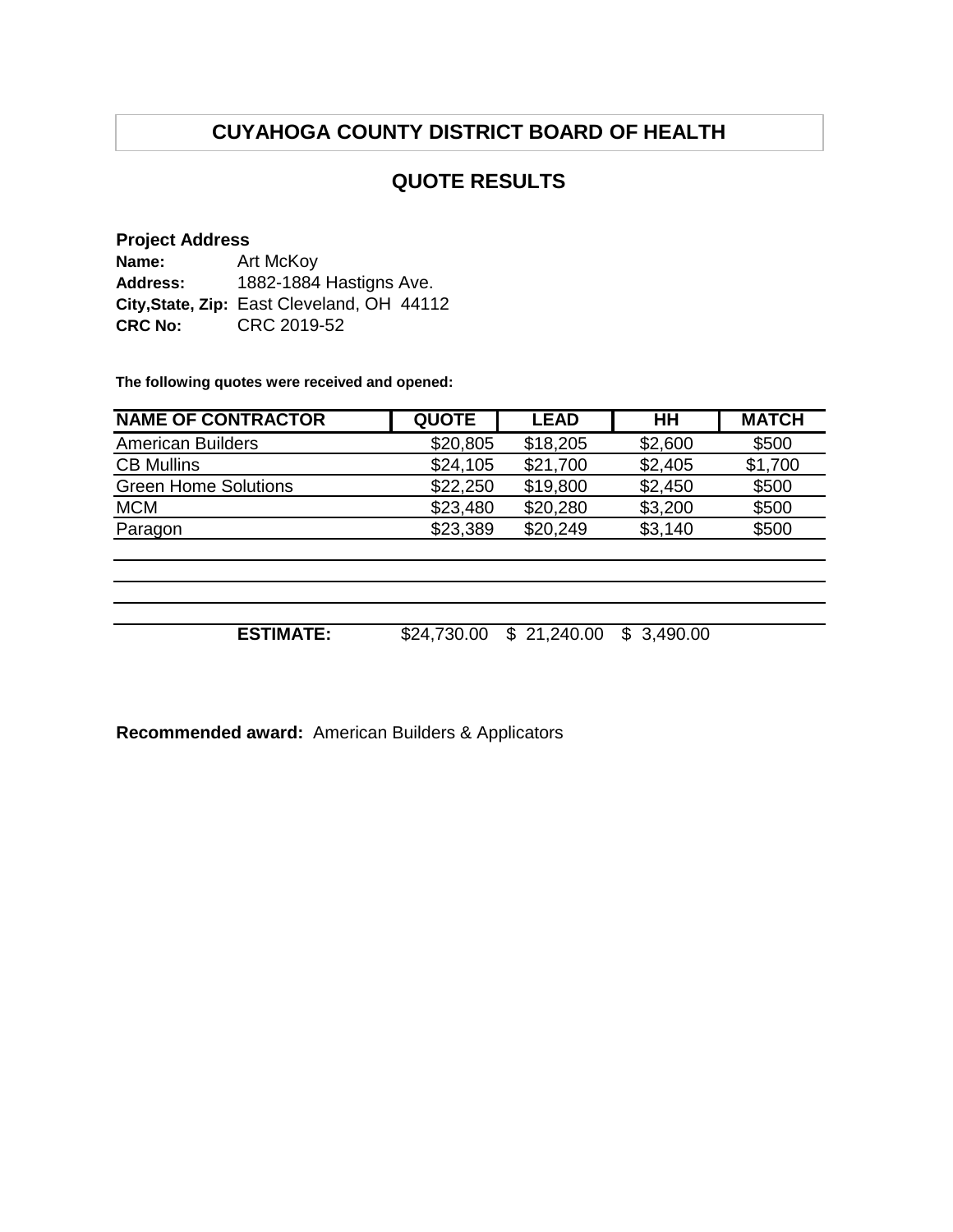# CUYAHOGA COUNTY DISTRICT BOARD OF HEALTH

## QUOTE RESULTS

**Project Address**
**Name:** Art McKoy
**Address:** 1882-1884 Hastigns Ave.
**City,State, Zip:** East Cleveland, OH 44112
**CRC No:** CRC 2019-52

**The following quotes were received and opened:**

| NAME OF CONTRACTOR | QUOTE | LEAD | HH | MATCH |
|---|---|---|---|---|
| American Builders | $20,805 | $18,205 | $2,600 | $500 |
| CB Mullins | $24,105 | $21,700 | $2,405 | $1,700 |
| Green Home Solutions | $22,250 | $19,800 | $2,450 | $500 |
| MCM | $23,480 | $20,280 | $3,200 | $500 |
| Paragon | $23,389 | $20,249 | $3,140 | $500 |
| | | | | |
| | | | | |
| | | | | |
| **ESTIMATE:** | $24,730.00 | $ 21,240.00 | $ 3,490.00 | |

**Recommended award:** American Builders & Applicators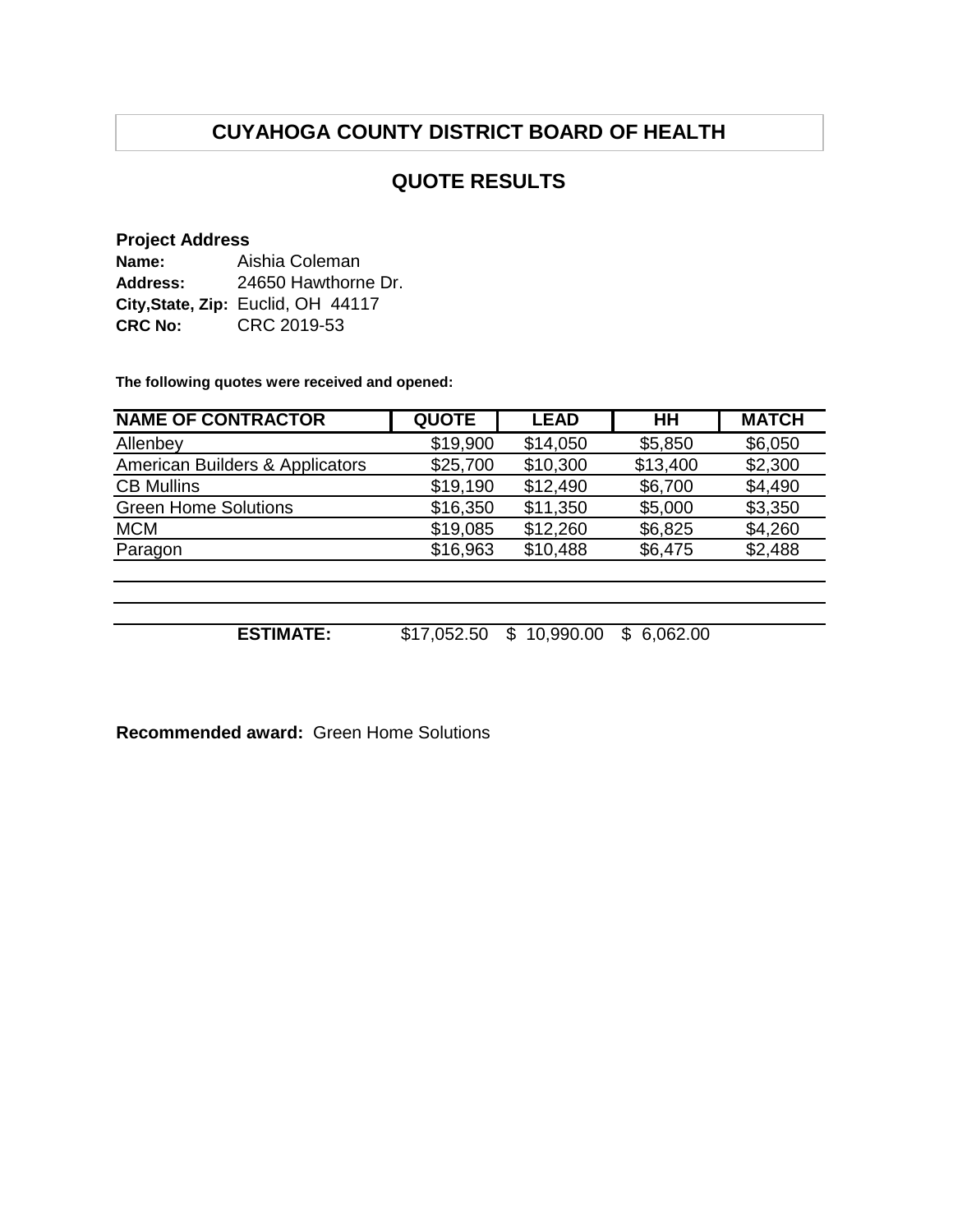# CUYAHOGA COUNTY DISTRICT BOARD OF HEALTH

## QUOTE RESULTS

**Project Address**

**Name:** Aishia Coleman
**Address:** 24650 Hawthorne Dr.
**City,State, Zip:** Euclid, OH 44117
**CRC No:** CRC 2019-53

**The following quotes were received and opened:**

| NAME OF CONTRACTOR | QUOTE | LEAD | HH | MATCH |
|---|---|---|---|---|
| Allenbey | $19,900 | $14,050 | $5,850 | $6,050 |
| American Builders & Applicators | $25,700 | $10,300 | $13,400 | $2,300 |
| CB Mullins | $19,190 | $12,490 | $6,700 | $4,490 |
| Green Home Solutions | $16,350 | $11,350 | $5,000 | $3,350 |
| MCM | $19,085 | $12,260 | $6,825 | $4,260 |
| Paragon | $16,963 | $10,488 | $6,475 | $2,488 |
| | | | | |
| | | | | |
| **ESTIMATE:** | $17,052.50 | $ 10,990.00 | $ 6,062.00 | |

**Recommended award:** Green Home Solutions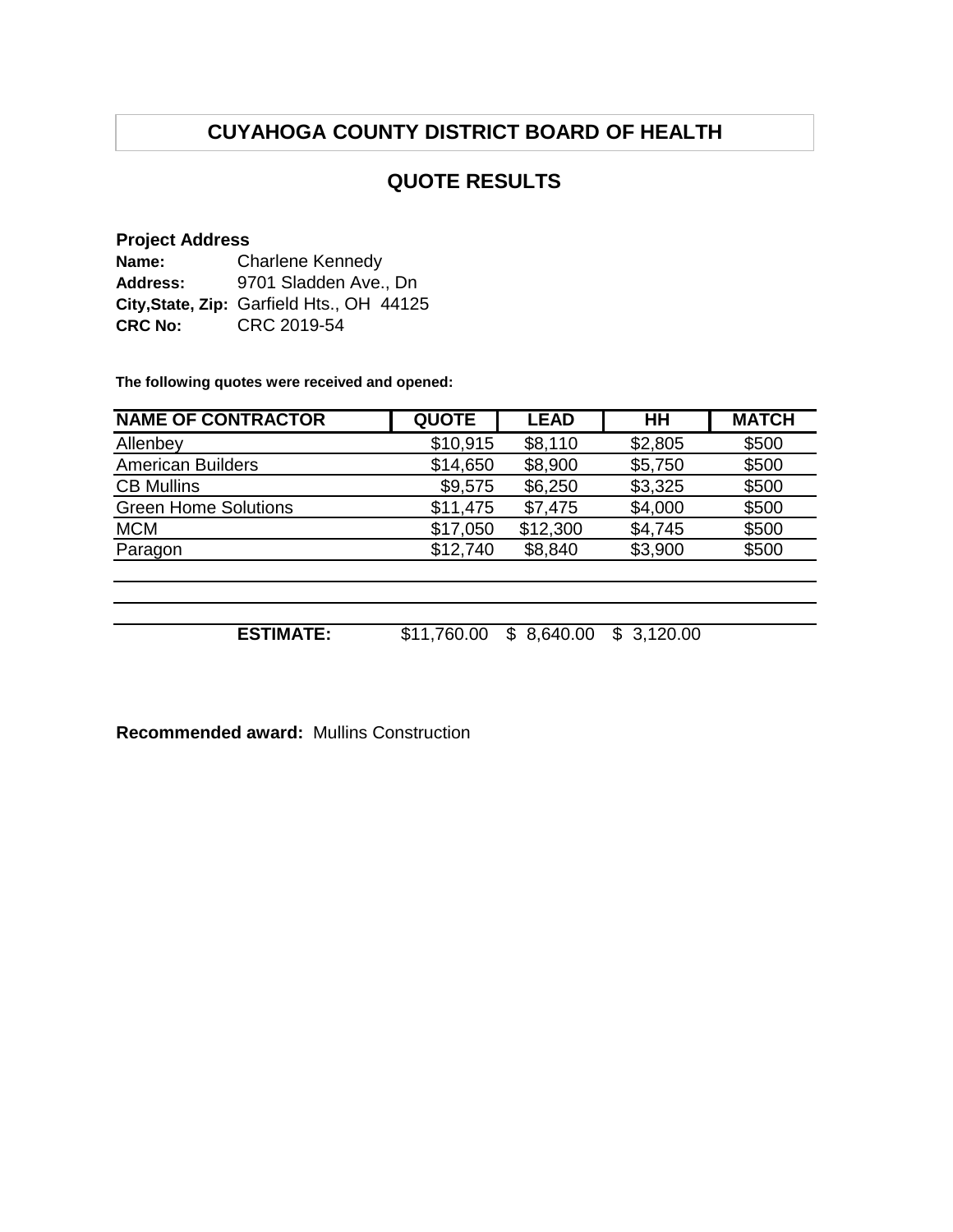# CUYAHOGA COUNTY DISTRICT BOARD OF HEALTH

## QUOTE RESULTS

**Project Address**
**Name:** Charlene Kennedy
**Address:** 9701 Sladden Ave., Dn
**City,State, Zip:** Garfield Hts., OH 44125
**CRC No:** CRC 2019-54

**The following quotes were received and opened:**

| NAME OF CONTRACTOR | QUOTE | LEAD | HH | MATCH |
|---|---|---|---|---|
| Allenbey | $10,915 | $8,110 | $2,805 | $500 |
| American Builders | $14,650 | $8,900 | $5,750 | $500 |
| CB Mullins | $9,575 | $6,250 | $3,325 | $500 |
| Green Home Solutions | $11,475 | $7,475 | $4,000 | $500 |
| MCM | $17,050 | $12,300 | $4,745 | $500 |
| Paragon | $12,740 | $8,840 | $3,900 | $500 |
| | | | | |
| | | | | |
| **ESTIMATE:** | $11,760.00 | $ 8,640.00 | $ 3,120.00 | |

**Recommended award:** Mullins Construction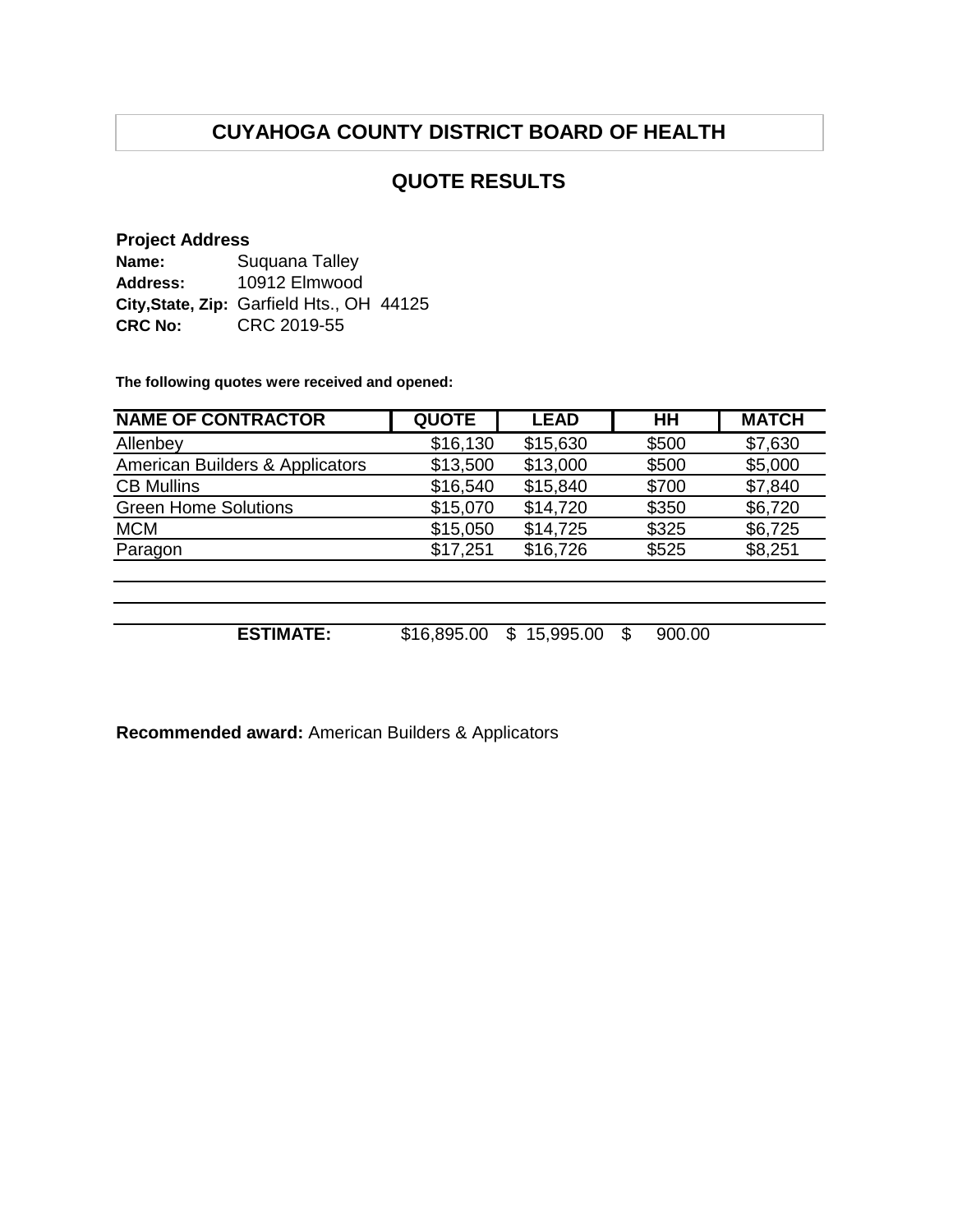# CUYAHOGA COUNTY DISTRICT BOARD OF HEALTH

## QUOTE RESULTS

**Project Address**
**Name:** Suquana Talley
**Address:** 10912 Elmwood
**City,State, Zip:** Garfield Hts., OH 44125
**CRC No:** CRC 2019-55

**The following quotes were received and opened:**

| NAME OF CONTRACTOR | QUOTE | LEAD | HH | MATCH |
|---|---|---|---|---|
| Allenbey | $16,130 | $15,630 | $500 | $7,630 |
| American Builders & Applicators | $13,500 | $13,000 | $500 | $5,000 |
| CB Mullins | $16,540 | $15,840 | $700 | $7,840 |
| Green Home Solutions | $15,070 | $14,720 | $350 | $6,720 |
| MCM | $15,050 | $14,725 | $325 | $6,725 |
| Paragon | $17,251 | $16,726 | $525 | $8,251 |
| | | | | |
| | | | | |
| **ESTIMATE:** | $16,895.00 | $ 15,995.00 | $ 900.00 | |

**Recommended award:** American Builders & Applicators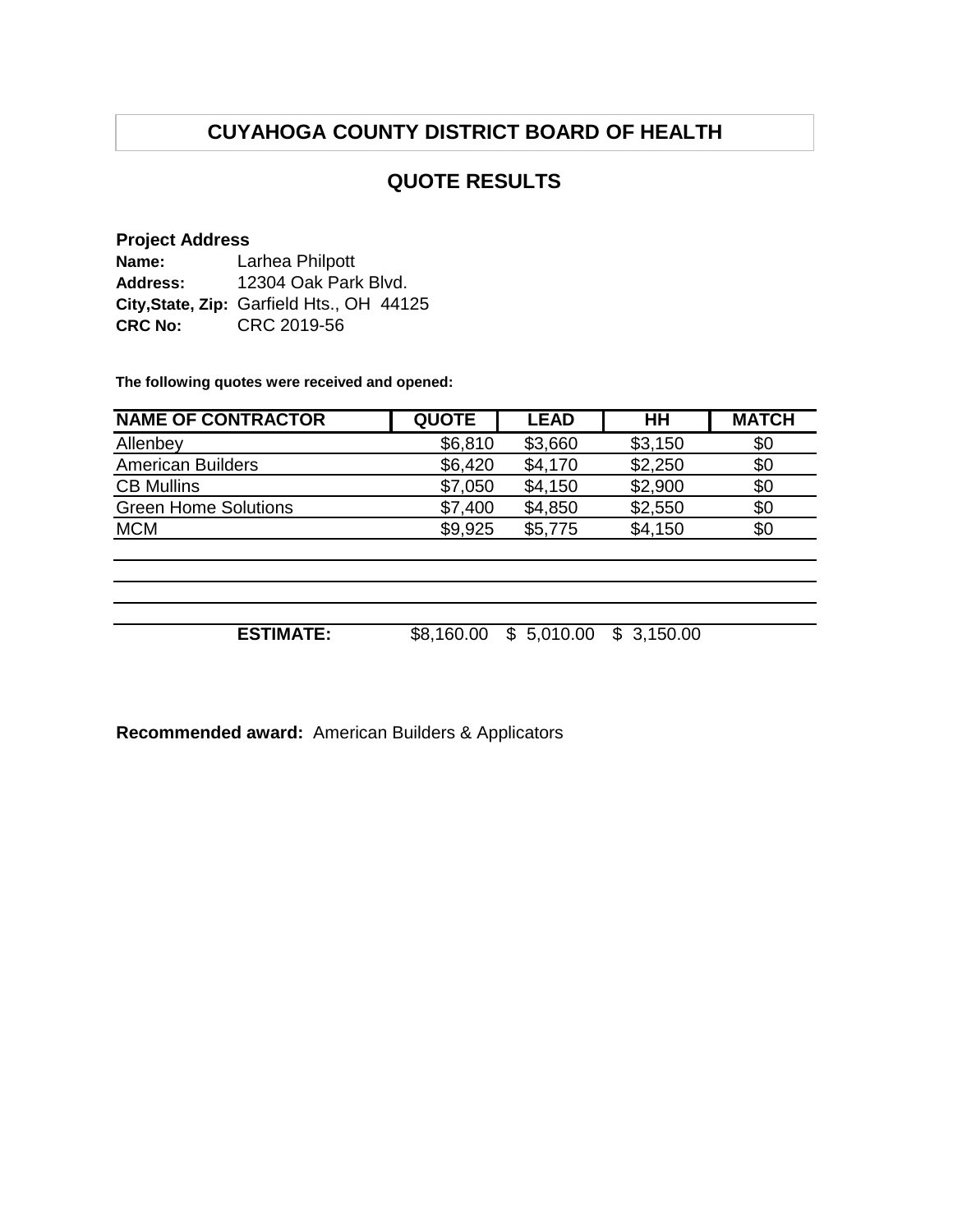# CUYAHOGA COUNTY DISTRICT BOARD OF HEALTH

## QUOTE RESULTS

**Project Address**

**Name:** Larhea Philpott
**Address:** 12304 Oak Park Blvd.
**City,State, Zip:** Garfield Hts., OH 44125
**CRC No:** CRC 2019-56

**The following quotes were received and opened:**

| NAME OF CONTRACTOR | QUOTE | LEAD | HH | MATCH |
|---|---|---|---|---|
| Allenbey | $6,810 | $3,660 | $3,150 | $0 |
| American Builders | $6,420 | $4,170 | $2,250 | $0 |
| CB Mullins | $7,050 | $4,150 | $2,900 | $0 |
| Green Home Solutions | $7,400 | $4,850 | $2,550 | $0 |
| MCM | $9,925 | $5,775 | $4,150 | $0 |
| | | | | |
| | | | | |
| | | | | |
| **ESTIMATE:** | $8,160.00 | $ 5,010.00 | $ 3,150.00 | |

**Recommended award:** American Builders & Applicators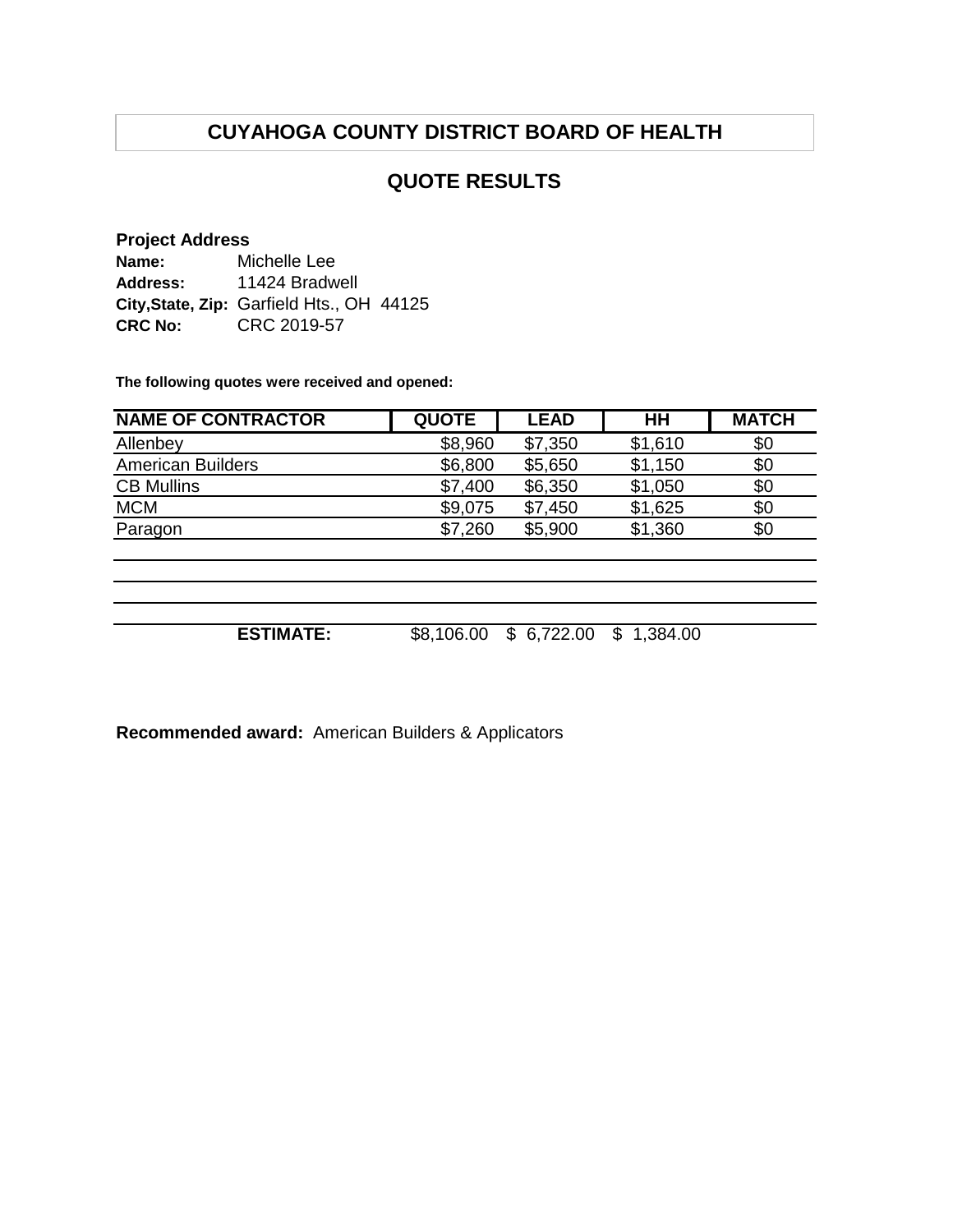# CUYAHOGA COUNTY DISTRICT BOARD OF HEALTH

## QUOTE RESULTS

**Project Address**
**Name:** Michelle Lee
**Address:** 11424 Bradwell
**City,State, Zip:** Garfield Hts., OH 44125
**CRC No:** CRC 2019-57

**The following quotes were received and opened:**

| NAME OF CONTRACTOR | QUOTE | LEAD | HH | MATCH |
|---|---|---|---|---|
| Allenbey | $8,960 | $7,350 | $1,610 | $0 |
| American Builders | $6,800 | $5,650 | $1,150 | $0 |
| CB Mullins | $7,400 | $6,350 | $1,050 | $0 |
| MCM | $9,075 | $7,450 | $1,625 | $0 |
| Paragon | $7,260 | $5,900 | $1,360 | $0 |
| | | | | |
| | | | | |
| | | | | |
| **ESTIMATE:** | $8,106.00 | $ 6,722.00 | $ 1,384.00 | |

**Recommended award:** American Builders & Applicators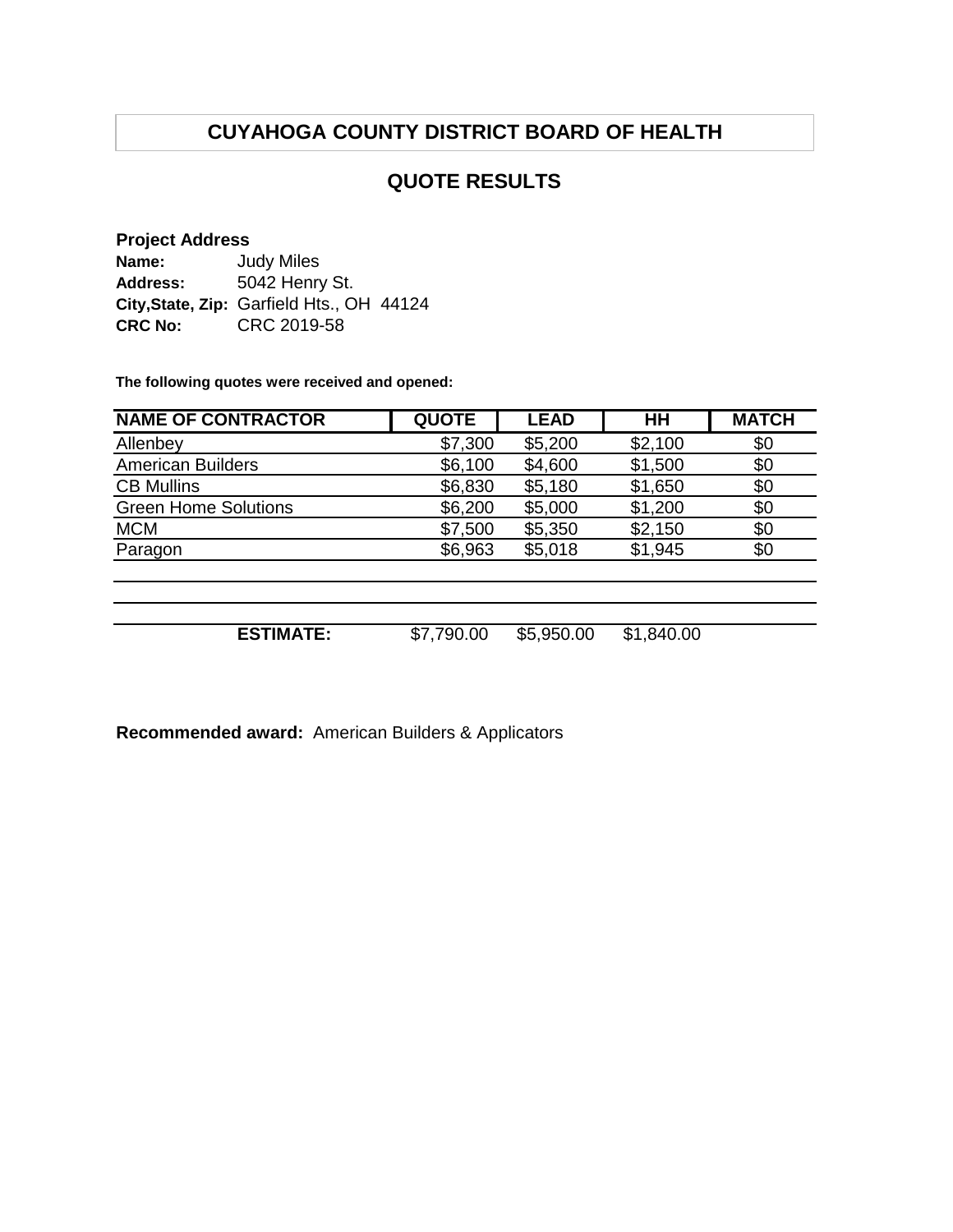# CUYAHOGA COUNTY DISTRICT BOARD OF HEALTH

## QUOTE RESULTS

**Project Address**
**Name:** Judy Miles
**Address:** 5042 Henry St.
**City,State, Zip:** Garfield Hts., OH 44124
**CRC No:** CRC 2019-58

**The following quotes were received and opened:**

| NAME OF CONTRACTOR | QUOTE | LEAD | HH | MATCH |
|---|---|---|---|---|
| Allenbey | $7,300 | $5,200 | $2,100 | $0 |
| American Builders | $6,100 | $4,600 | $1,500 | $0 |
| CB Mullins | $6,830 | $5,180 | $1,650 | $0 |
| Green Home Solutions | $6,200 | $5,000 | $1,200 | $0 |
| MCM | $7,500 | $5,350 | $2,150 | $0 |
| Paragon | $6,963 | $5,018 | $1,945 | $0 |
| | | | | |
| | | | | |
| **ESTIMATE:** | $7,790.00 | $5,950.00 | $1,840.00 | |

**Recommended award:** American Builders & Applicators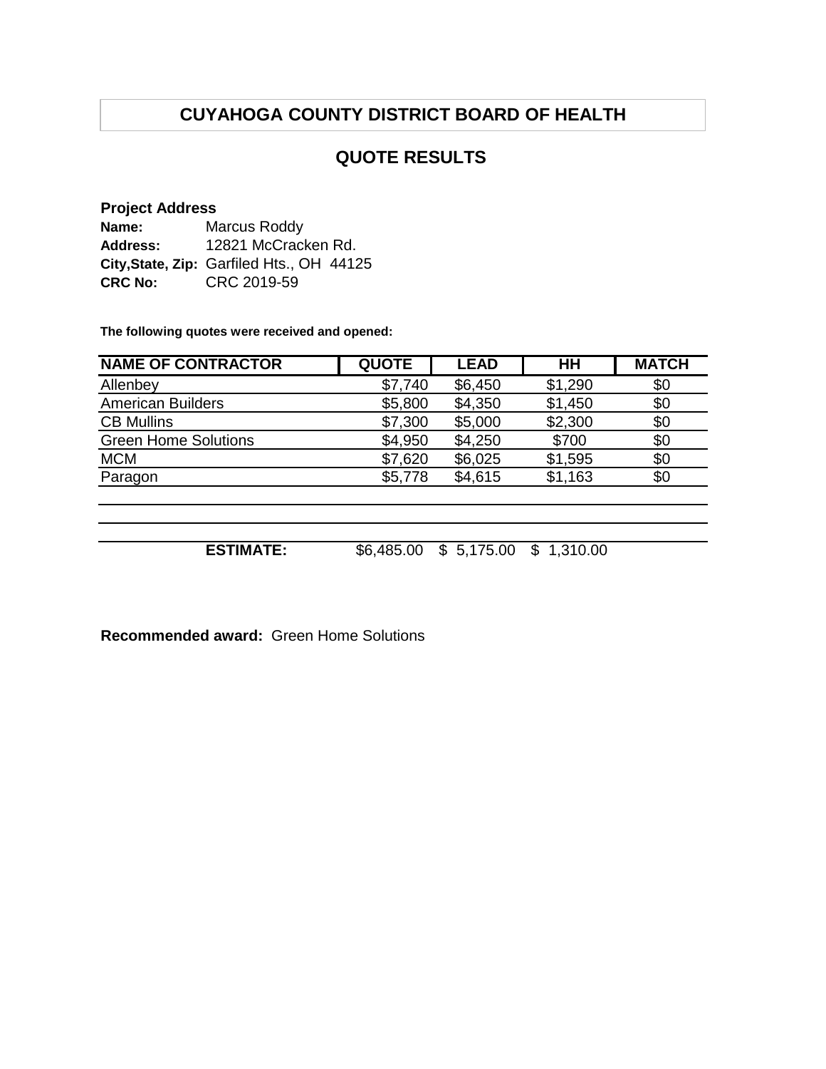# CUYAHOGA COUNTY DISTRICT BOARD OF HEALTH

## QUOTE RESULTS

**Project Address**
**Name:** Marcus Roddy
**Address:** 12821 McCracken Rd.
**City,State, Zip:** Garfiled Hts., OH 44125
**CRC No:** CRC 2019-59

**The following quotes were received and opened:**

| NAME OF CONTRACTOR | QUOTE | LEAD | HH | MATCH |
|---|---|---|---|---|
| Allenbey | $7,740 | $6,450 | $1,290 | $0 |
| American Builders | $5,800 | $4,350 | $1,450 | $0 |
| CB Mullins | $7,300 | $5,000 | $2,300 | $0 |
| Green Home Solutions | $4,950 | $4,250 | $700 | $0 |
| MCM | $7,620 | $6,025 | $1,595 | $0 |
| Paragon | $5,778 | $4,615 | $1,163 | $0 |
| | | | | |
| | | | | |
| **ESTIMATE:** | $6,485.00 | $ 5,175.00 | $ 1,310.00 | |

**Recommended award:** Green Home Solutions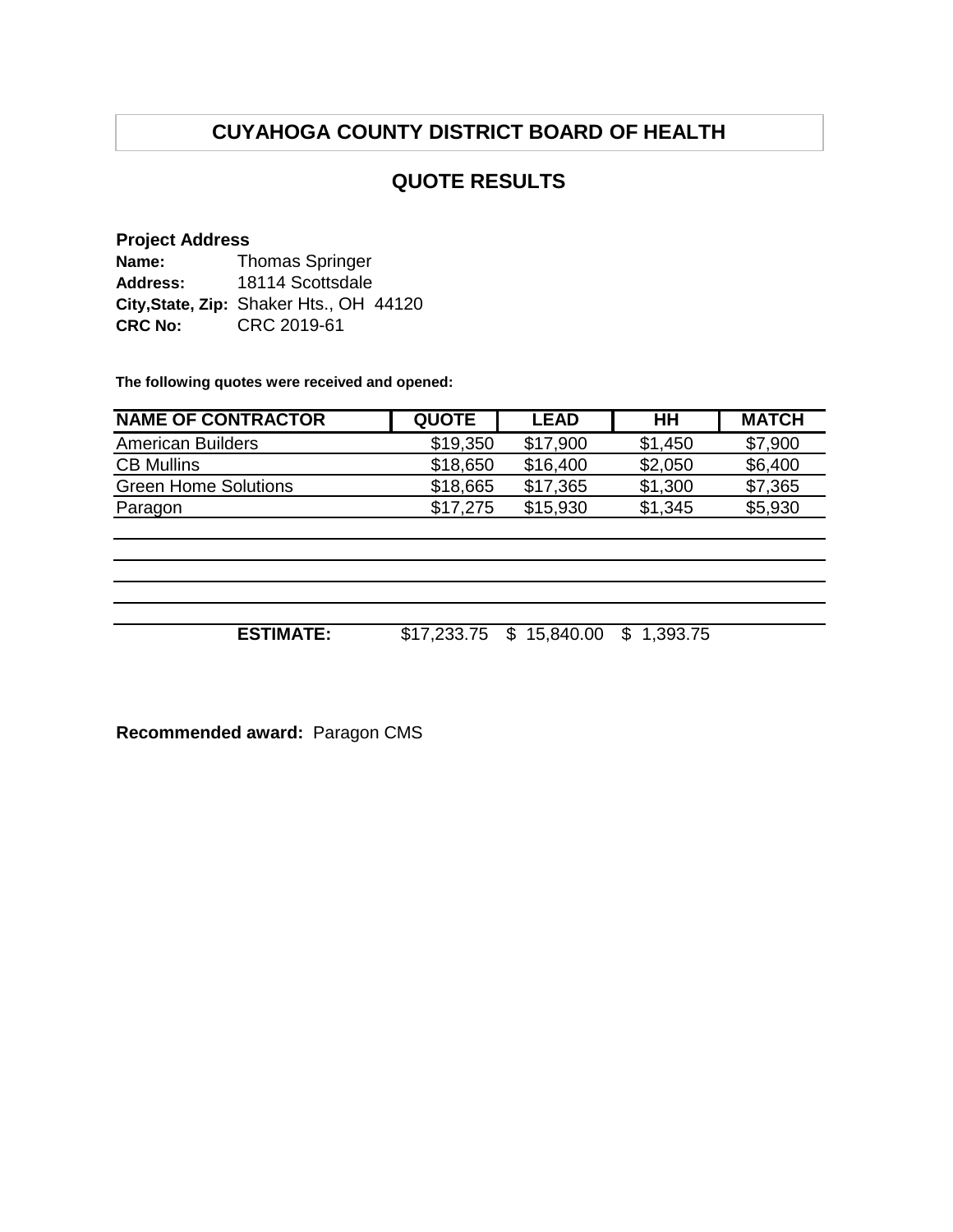# CUYAHOGA COUNTY DISTRICT BOARD OF HEALTH

## QUOTE RESULTS

**Project Address**
**Name:** Thomas Springer
**Address:** 18114 Scottsdale
**City,State, Zip:** Shaker Hts., OH 44120
**CRC No:** CRC 2019-61

**The following quotes were received and opened:**

| NAME OF CONTRACTOR | QUOTE | LEAD | HH | MATCH |
|---|---|---|---|---|
| American Builders | $19,350 | $17,900 | $1,450 | $7,900 |
| CB Mullins | $18,650 | $16,400 | $2,050 | $6,400 |
| Green Home Solutions | $18,665 | $17,365 | $1,300 | $7,365 |
| Paragon | $17,275 | $15,930 | $1,345 | $5,930 |
| | | | | |
| | | | | |
| | | | | |
| | | | | |
| **ESTIMATE:** | $17,233.75 | $ 15,840.00 | $ 1,393.75 | |

**Recommended award:** Paragon CMS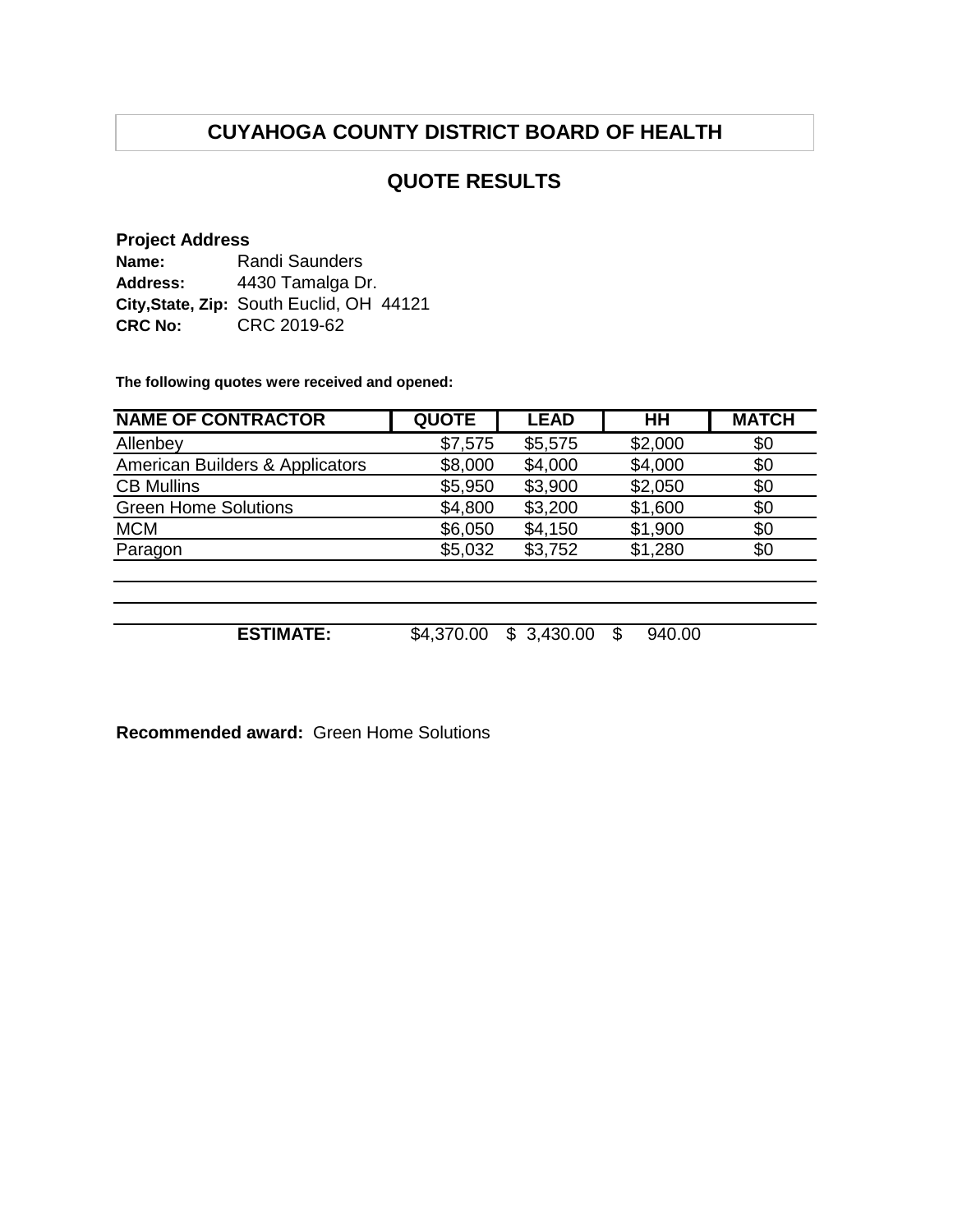# CUYAHOGA COUNTY DISTRICT BOARD OF HEALTH

## QUOTE RESULTS

**Project Address**

**Name:** Randi Saunders
**Address:** 4430 Tamalga Dr.
**City,State, Zip:** South Euclid, OH 44121
**CRC No:** CRC 2019-62

**The following quotes were received and opened:**

| NAME OF CONTRACTOR | QUOTE | LEAD | HH | MATCH |
|---|---|---|---|---|
| Allenbey | $7,575 | $5,575 | $2,000 | $0 |
| American Builders & Applicators | $8,000 | $4,000 | $4,000 | $0 |
| CB Mullins | $5,950 | $3,900 | $2,050 | $0 |
| Green Home Solutions | $4,800 | $3,200 | $1,600 | $0 |
| MCM | $6,050 | $4,150 | $1,900 | $0 |
| Paragon | $5,032 | $3,752 | $1,280 | $0 |
| | | | | |
| | | | | |
| **ESTIMATE:** | $4,370.00 | $ 3,430.00 | $ 940.00 | |

**Recommended award:** Green Home Solutions